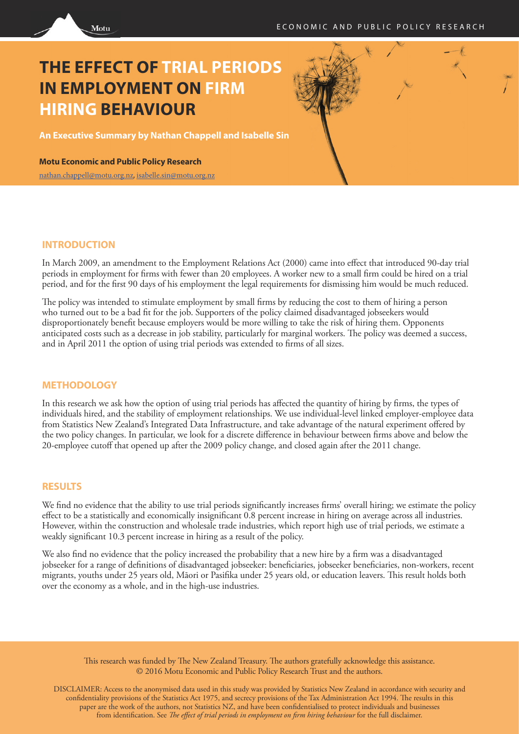# THE EFFECT OF TRIAL PERIODS IN EMPLOYMENT ON FIRM HIRING BEHAVIOUR

**An Executive Summary by Nathan Chappell and Isabelle Sin**

**Motu Economic and Public Policy Research**

nathan.chappell@motu.org.nz, isabelle.sin@motu.org.nz

## INTRODUCTION

In March 2009, an amendment to the Employment Relations Act (2000) came into effect that introduced 90-day trial periods in employment for firms with fewer than 20 employees. A worker new to a small firm could be hired on a trial period, and for the first 90 days of his employment the legal requirements for dismissing him would be much reduced.

The policy was intended to stimulate employment by small firms by reducing the cost to them of hiring a person who turned out to be a bad fit for the job. Supporters of the policy claimed disadvantaged jobseekers would disproportionately benefit because employers would be more willing to take the risk of hiring them. Opponents anticipated costs such as a decrease in job stability, particularly for marginal workers. The policy was deemed a success, and in April 2011 the option of using trial periods was extended to firms of all sizes.

## METHODOLOGY

In this research we ask how the option of using trial periods has affected the quantity of hiring by firms, the types of individuals hired, and the stability of employment relationships. We use individual-level linked employer-employee data from Statistics New Zealand's Integrated Data Infrastructure, and take advantage of the natural experiment offered by the two policy changes. In particular, we look for a discrete difference in behaviour between firms above and below the 20-employee cutoff that opened up after the 2009 policy change, and closed again after the 2011 change.

## RESULTS

We find no evidence that the ability to use trial periods significantly increases firms' overall hiring; we estimate the policy effect to be a statistically and economically insignificant 0.8 percent increase in hiring on average across all industries. However, within the construction and wholesale trade industries, which report high use of trial periods, we estimate a weakly significant 10.3 percent increase in hiring as a result of the policy.

We also find no evidence that the policy increased the probability that a new hire by a firm was a disadvantaged jobseeker for a range of definitions of disadvantaged jobseeker: beneficiaries, jobseeker beneficiaries, non-workers, recent migrants, youths under 25 years old, Māori or Pasifika under 25 years old, or education leavers. This result holds both over the economy as a whole, and in the high-use industries.

This research was funded by The New Zealand Treasury. The authors gratefully acknowledge this assistance.
© 2016 Motu Economic and Public Policy Research Trust and the authors.

DISCLAIMER: Access to the anonymised data used in this study was provided by Statistics New Zealand in accordance with security and confidentiality provisions of the Statistics Act 1975, and secrecy provisions of the Tax Administration Act 1994. The results in this paper are the work of the authors, not Statistics NZ, and have been confidentialised to protect individuals and businesses from identification. See *The effect of trial periods in employment on firm hiring behaviour* for the full disclaimer.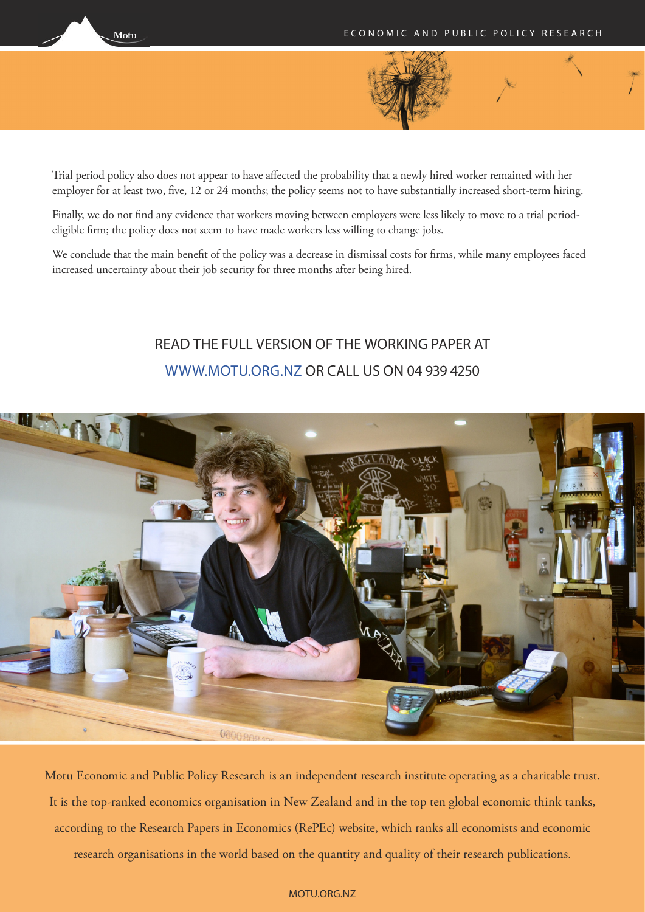Trial period policy also does not appear to have affected the probability that a newly hired worker remained with her employer for at least two, five, 12 or 24 months; the policy seems not to have substantially increased short-term hiring.

Finally, we do not find any evidence that workers moving between employers were less likely to move to a trial period-eligible firm; the policy does not seem to have made workers less willing to change jobs.

We conclude that the main benefit of the policy was a decrease in dismissal costs for firms, while many employees faced increased uncertainty about their job security for three months after being hired.

READ THE FULL VERSION OF THE WORKING PAPER AT

WWW.MOTU.ORG.NZ OR CALL US ON 04 939 4250

Motu Economic and Public Policy Research is an independent research institute operating as a charitable trust. It is the top-ranked economics organisation in New Zealand and in the top ten global economic think tanks, according to the Research Papers in Economics (RePEc) website, which ranks all economists and economic research organisations in the world based on the quantity and quality of their research publications.

MOTU.ORG.NZ